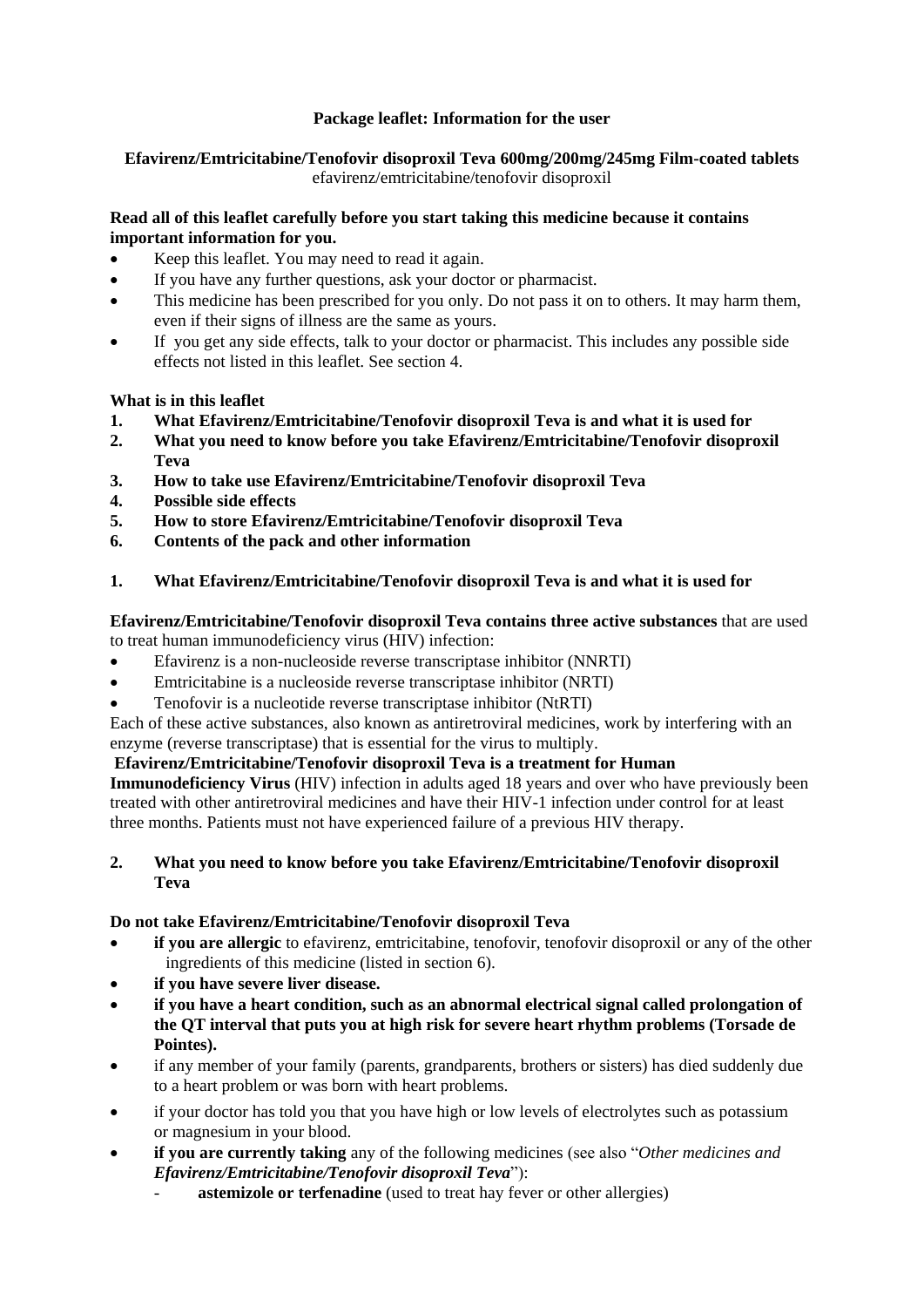**Package leaflet: Information for the user**

**Efavirenz/Emtricitabine/Tenofovir disoproxil Teva 600mg/200mg/245mg Film-coated tablets**
efavirenz/emtricitabine/tenofovir disoproxil

**Read all of this leaflet carefully before you start taking this medicine because it contains important information for you.**

- Keep this leaflet. You may need to read it again.
- If you have any further questions, ask your doctor or pharmacist.
- This medicine has been prescribed for you only. Do not pass it on to others. It may harm them, even if their signs of illness are the same as yours.
- If you get any side effects, talk to your doctor or pharmacist. This includes any possible side effects not listed in this leaflet. See section 4.

**What is in this leaflet**

1. **What Efavirenz/Emtricitabine/Tenofovir disoproxil Teva is and what it is used for**
2. **What you need to know before you take Efavirenz/Emtricitabine/Tenofovir disoproxil Teva**
3. **How to take use Efavirenz/Emtricitabine/Tenofovir disoproxil Teva**
4. **Possible side effects**
5. **How to store Efavirenz/Emtricitabine/Tenofovir disoproxil Teva**
6. **Contents of the pack and other information**

## 1. What Efavirenz/Emtricitabine/Tenofovir disoproxil Teva is and what it is used for

**Efavirenz/Emtricitabine/Tenofovir disoproxil Teva contains three active substances** that are used to treat human immunodeficiency virus (HIV) infection:

- Efavirenz is a non-nucleoside reverse transcriptase inhibitor (NNRTI)
- Emtricitabine is a nucleoside reverse transcriptase inhibitor (NRTI)
- Tenofovir is a nucleotide reverse transcriptase inhibitor (NtRTI)

Each of these active substances, also known as antiretroviral medicines, work by interfering with an enzyme (reverse transcriptase) that is essential for the virus to multiply.

**Efavirenz/Emtricitabine/Tenofovir disoproxil Teva is a treatment for Human Immunodeficiency Virus** (HIV) infection in adults aged 18 years and over who have previously been treated with other antiretroviral medicines and have their HIV-1 infection under control for at least three months. Patients must not have experienced failure of a previous HIV therapy.

## 2. What you need to know before you take Efavirenz/Emtricitabine/Tenofovir disoproxil Teva

**Do not take Efavirenz/Emtricitabine/Tenofovir disoproxil Teva**

- **if you are allergic** to efavirenz, emtricitabine, tenofovir, tenofovir disoproxil or any of the other ingredients of this medicine (listed in section 6).
- **if you have severe liver disease.**
- **if you have a heart condition, such as an abnormal electrical signal called prolongation of the QT interval that puts you at high risk for severe heart rhythm problems (Torsade de Pointes).**
- if any member of your family (parents, grandparents, brothers or sisters) has died suddenly due to a heart problem or was born with heart problems.
- if your doctor has told you that you have high or low levels of electrolytes such as potassium or magnesium in your blood.
- **if you are currently taking** any of the following medicines (see also "*Other medicines and Efavirenz/Emtricitabine/Tenofovir disoproxil Teva*"):
  - **astemizole or terfenadine** (used to treat hay fever or other allergies)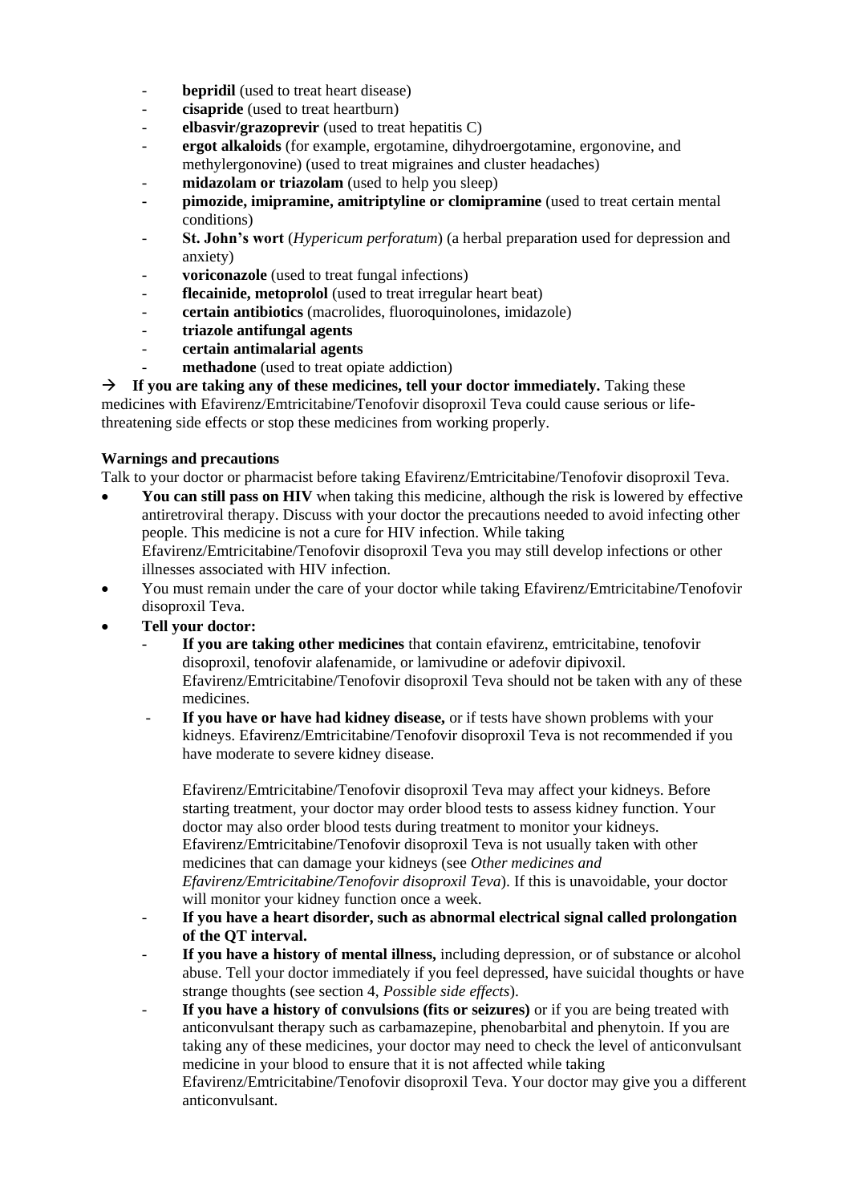- **bepridil** (used to treat heart disease)
- **cisapride** (used to treat heartburn)
- **elbasvir/grazoprevir** (used to treat hepatitis C)
- **ergot alkaloids** (for example, ergotamine, dihydroergotamine, ergonovine, and methylergonovine) (used to treat migraines and cluster headaches)
- **midazolam or triazolam** (used to help you sleep)
- **pimozide, imipramine, amitriptyline or clomipramine** (used to treat certain mental conditions)
- **St. John's wort** (*Hypericum perforatum*) (a herbal preparation used for depression and anxiety)
- **voriconazole** (used to treat fungal infections)
- **flecainide, metoprolol** (used to treat irregular heart beat)
- **certain antibiotics** (macrolides, fluoroquinolones, imidazole)
- **triazole antifungal agents**
- **certain antimalarial agents**
- **methadone** (used to treat opiate addiction)

→ **If you are taking any of these medicines, tell your doctor immediately.** Taking these medicines with Efavirenz/Emtricitabine/Tenofovir disoproxil Teva could cause serious or life-threatening side effects or stop these medicines from working properly.

**Warnings and precautions**

Talk to your doctor or pharmacist before taking Efavirenz/Emtricitabine/Tenofovir disoproxil Teva.

- **You can still pass on HIV** when taking this medicine, although the risk is lowered by effective antiretroviral therapy. Discuss with your doctor the precautions needed to avoid infecting other people. This medicine is not a cure for HIV infection. While taking Efavirenz/Emtricitabine/Tenofovir disoproxil Teva you may still develop infections or other illnesses associated with HIV infection.
- You must remain under the care of your doctor while taking Efavirenz/Emtricitabine/Tenofovir disoproxil Teva.
- **Tell your doctor:**
  - **If you are taking other medicines** that contain efavirenz, emtricitabine, tenofovir disoproxil, tenofovir alafenamide, or lamivudine or adefovir dipivoxil. Efavirenz/Emtricitabine/Tenofovir disoproxil Teva should not be taken with any of these medicines.
  - **If you have or have had kidney disease,** or if tests have shown problems with your kidneys. Efavirenz/Emtricitabine/Tenofovir disoproxil Teva is not recommended if you have moderate to severe kidney disease.

    Efavirenz/Emtricitabine/Tenofovir disoproxil Teva may affect your kidneys. Before starting treatment, your doctor may order blood tests to assess kidney function. Your doctor may also order blood tests during treatment to monitor your kidneys. Efavirenz/Emtricitabine/Tenofovir disoproxil Teva is not usually taken with other medicines that can damage your kidneys (see *Other medicines and Efavirenz/Emtricitabine/Tenofovir disoproxil Teva*). If this is unavoidable, your doctor will monitor your kidney function once a week.
  - **If you have a heart disorder, such as abnormal electrical signal called prolongation of the QT interval.**
  - **If you have a history of mental illness,** including depression, or of substance or alcohol abuse. Tell your doctor immediately if you feel depressed, have suicidal thoughts or have strange thoughts (see section 4, *Possible side effects*).
  - **If you have a history of convulsions (fits or seizures)** or if you are being treated with anticonvulsant therapy such as carbamazepine, phenobarbital and phenytoin. If you are taking any of these medicines, your doctor may need to check the level of anticonvulsant medicine in your blood to ensure that it is not affected while taking Efavirenz/Emtricitabine/Tenofovir disoproxil Teva. Your doctor may give you a different anticonvulsant.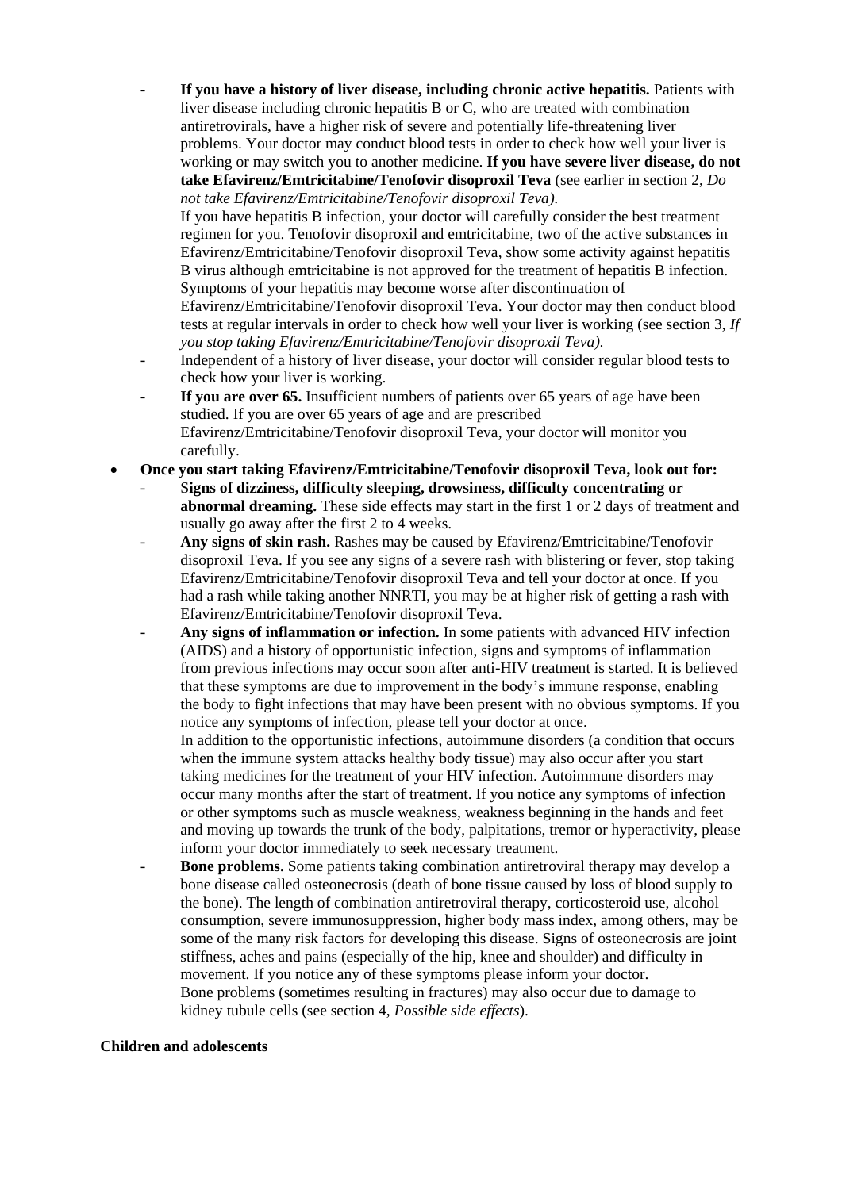- **If you have a history of liver disease, including chronic active hepatitis.** Patients with liver disease including chronic hepatitis B or C, who are treated with combination antiretrovirals, have a higher risk of severe and potentially life-threatening liver problems. Your doctor may conduct blood tests in order to check how well your liver is working or may switch you to another medicine. **If you have severe liver disease, do not take Efavirenz/Emtricitabine/Tenofovir disoproxil Teva** (see earlier in section 2, *Do not take Efavirenz/Emtricitabine/Tenofovir disoproxil Teva).*
    If you have hepatitis B infection, your doctor will carefully consider the best treatment regimen for you. Tenofovir disoproxil and emtricitabine, two of the active substances in Efavirenz/Emtricitabine/Tenofovir disoproxil Teva, show some activity against hepatitis B virus although emtricitabine is not approved for the treatment of hepatitis B infection. Symptoms of your hepatitis may become worse after discontinuation of Efavirenz/Emtricitabine/Tenofovir disoproxil Teva. Your doctor may then conduct blood tests at regular intervals in order to check how well your liver is working (see section 3, *If you stop taking Efavirenz/Emtricitabine/Tenofovir disoproxil Teva).*
  - Independent of a history of liver disease, your doctor will consider regular blood tests to check how your liver is working.
  - **If you are over 65.** Insufficient numbers of patients over 65 years of age have been studied. If you are over 65 years of age and are prescribed Efavirenz/Emtricitabine/Tenofovir disoproxil Teva, your doctor will monitor you carefully.
- **Once you start taking Efavirenz/Emtricitabine/Tenofovir disoproxil Teva, look out for:**
  - S**igns of dizziness, difficulty sleeping, drowsiness, difficulty concentrating or abnormal dreaming.** These side effects may start in the first 1 or 2 days of treatment and usually go away after the first 2 to 4 weeks.
  - **Any signs of skin rash.** Rashes may be caused by Efavirenz/Emtricitabine/Tenofovir disoproxil Teva. If you see any signs of a severe rash with blistering or fever, stop taking Efavirenz/Emtricitabine/Tenofovir disoproxil Teva and tell your doctor at once. If you had a rash while taking another NNRTI, you may be at higher risk of getting a rash with Efavirenz/Emtricitabine/Tenofovir disoproxil Teva.
  - **Any signs of inflammation or infection.** In some patients with advanced HIV infection (AIDS) and a history of opportunistic infection, signs and symptoms of inflammation from previous infections may occur soon after anti-HIV treatment is started. It is believed that these symptoms are due to improvement in the body's immune response, enabling the body to fight infections that may have been present with no obvious symptoms. If you notice any symptoms of infection, please tell your doctor at once.
    In addition to the opportunistic infections, autoimmune disorders (a condition that occurs when the immune system attacks healthy body tissue) may also occur after you start taking medicines for the treatment of your HIV infection. Autoimmune disorders may occur many months after the start of treatment. If you notice any symptoms of infection or other symptoms such as muscle weakness, weakness beginning in the hands and feet and moving up towards the trunk of the body, palpitations, tremor or hyperactivity, please inform your doctor immediately to seek necessary treatment.
  - **Bone problems**. Some patients taking combination antiretroviral therapy may develop a bone disease called osteonecrosis (death of bone tissue caused by loss of blood supply to the bone). The length of combination antiretroviral therapy, corticosteroid use, alcohol consumption, severe immunosuppression, higher body mass index, among others, may be some of the many risk factors for developing this disease. Signs of osteonecrosis are joint stiffness, aches and pains (especially of the hip, knee and shoulder) and difficulty in movement. If you notice any of these symptoms please inform your doctor.
    Bone problems (sometimes resulting in fractures) may also occur due to damage to kidney tubule cells (see section 4, *Possible side effects*).

**Children and adolescents**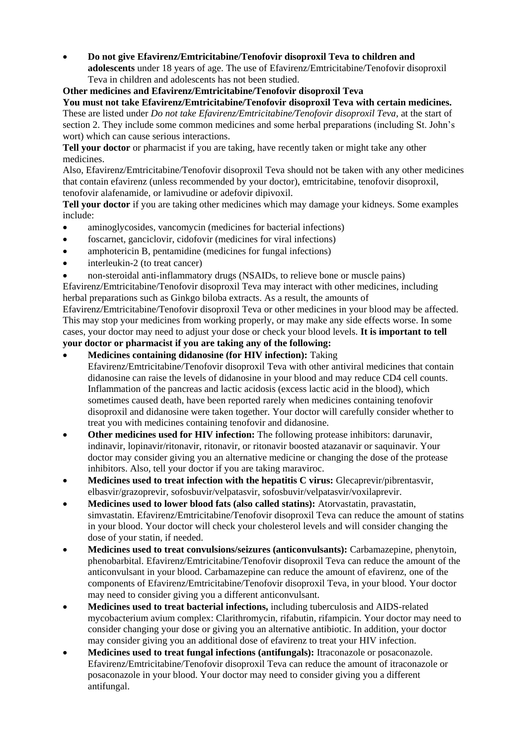- **Do not give Efavirenz/Emtricitabine/Tenofovir disoproxil Teva to children and adolescents** under 18 years of age. The use of Efavirenz/Emtricitabine/Tenofovir disoproxil Teva in children and adolescents has not been studied.

**Other medicines and Efavirenz/Emtricitabine/Tenofovir disoproxil Teva**

**You must not take Efavirenz/Emtricitabine/Tenofovir disoproxil Teva with certain medicines.** These are listed under *Do not take Efavirenz/Emtricitabine/Tenofovir disoproxil Teva,* at the start of section 2. They include some common medicines and some herbal preparations (including St. John's wort) which can cause serious interactions.

**Tell your doctor** or pharmacist if you are taking, have recently taken or might take any other medicines.

Also, Efavirenz/Emtricitabine/Tenofovir disoproxil Teva should not be taken with any other medicines that contain efavirenz (unless recommended by your doctor), emtricitabine, tenofovir disoproxil, tenofovir alafenamide, or lamivudine or adefovir dipivoxil.

**Tell your doctor** if you are taking other medicines which may damage your kidneys. Some examples include:

- aminoglycosides, vancomycin (medicines for bacterial infections)
- foscarnet, ganciclovir, cidofovir (medicines for viral infections)
- amphotericin B, pentamidine (medicines for fungal infections)
- interleukin-2 (to treat cancer)
- non-steroidal anti-inflammatory drugs (NSAIDs, to relieve bone or muscle pains)

Efavirenz/Emtricitabine/Tenofovir disoproxil Teva may interact with other medicines, including herbal preparations such as Ginkgo biloba extracts. As a result, the amounts of Efavirenz/Emtricitabine/Tenofovir disoproxil Teva or other medicines in your blood may be affected. This may stop your medicines from working properly, or may make any side effects worse. In some cases, your doctor may need to adjust your dose or check your blood levels. **It is important to tell your doctor or pharmacist if you are taking any of the following:**

- **Medicines containing didanosine (for HIV infection):** Taking Efavirenz/Emtricitabine/Tenofovir disoproxil Teva with other antiviral medicines that contain didanosine can raise the levels of didanosine in your blood and may reduce CD4 cell counts. Inflammation of the pancreas and lactic acidosis (excess lactic acid in the blood), which sometimes caused death, have been reported rarely when medicines containing tenofovir disoproxil and didanosine were taken together. Your doctor will carefully consider whether to treat you with medicines containing tenofovir and didanosine.
- **Other medicines used for HIV infection:** The following protease inhibitors: darunavir, indinavir, lopinavir/ritonavir, ritonavir, or ritonavir boosted atazanavir or saquinavir. Your doctor may consider giving you an alternative medicine or changing the dose of the protease inhibitors. Also, tell your doctor if you are taking maraviroc.
- **Medicines used to treat infection with the hepatitis C virus:** Glecaprevir/pibrentasvir, elbasvir/grazoprevir, sofosbuvir/velpatasvir, sofosbuvir/velpatasvir/voxilaprevir.
- **Medicines used to lower blood fats (also called statins):** Atorvastatin, pravastatin, simvastatin. Efavirenz/Emtricitabine/Tenofovir disoproxil Teva can reduce the amount of statins in your blood. Your doctor will check your cholesterol levels and will consider changing the dose of your statin, if needed.
- **Medicines used to treat convulsions/seizures (anticonvulsants):** Carbamazepine, phenytoin, phenobarbital. Efavirenz/Emtricitabine/Tenofovir disoproxil Teva can reduce the amount of the anticonvulsant in your blood. Carbamazepine can reduce the amount of efavirenz, one of the components of Efavirenz/Emtricitabine/Tenofovir disoproxil Teva, in your blood. Your doctor may need to consider giving you a different anticonvulsant.
- **Medicines used to treat bacterial infections,** including tuberculosis and AIDS-related mycobacterium avium complex: Clarithromycin, rifabutin, rifampicin. Your doctor may need to consider changing your dose or giving you an alternative antibiotic. In addition, your doctor may consider giving you an additional dose of efavirenz to treat your HIV infection.
- **Medicines used to treat fungal infections (antifungals):** Itraconazole or posaconazole. Efavirenz/Emtricitabine/Tenofovir disoproxil Teva can reduce the amount of itraconazole or posaconazole in your blood. Your doctor may need to consider giving you a different antifungal.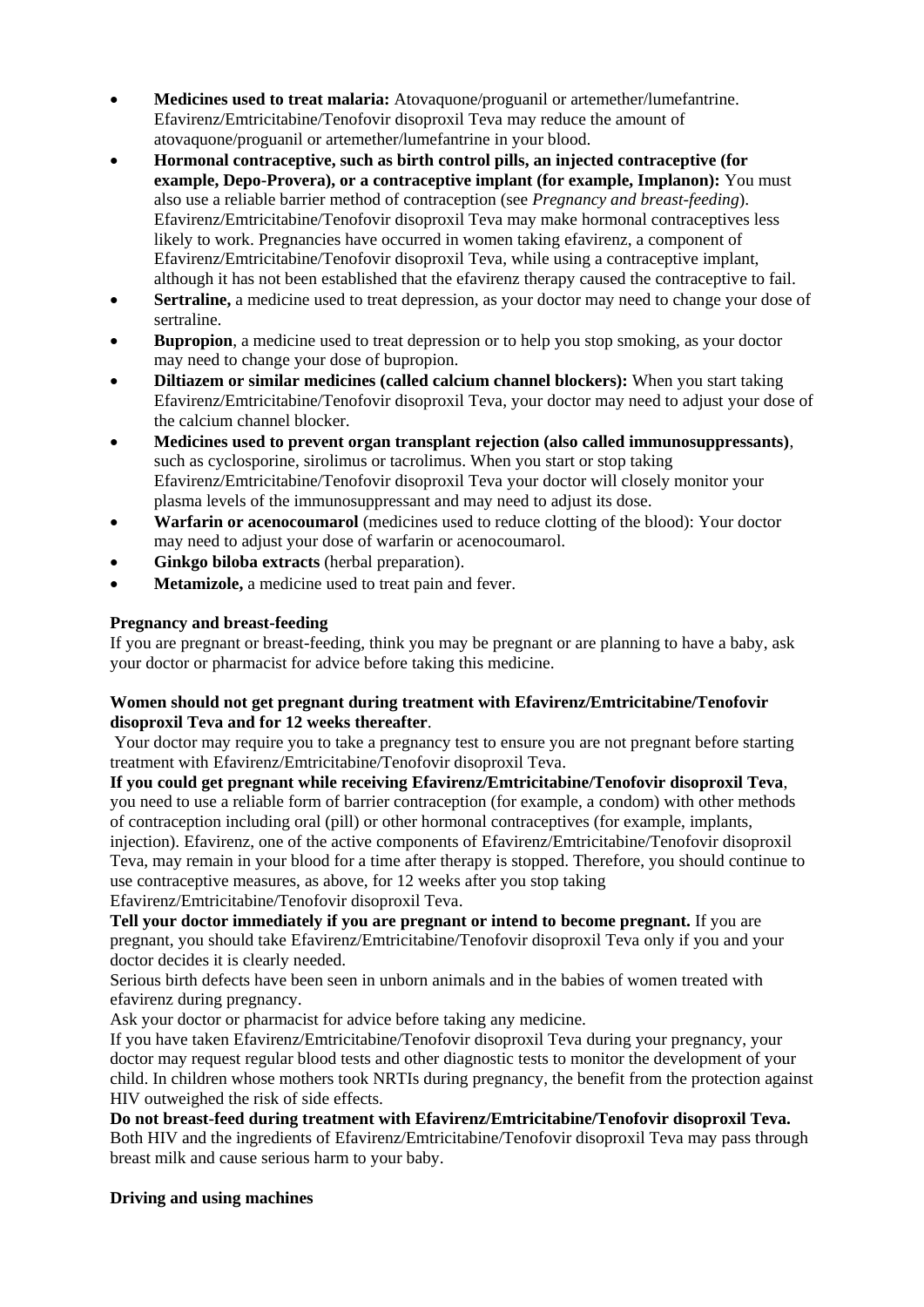- **Medicines used to treat malaria:** Atovaquone/proguanil or artemether/lumefantrine. Efavirenz/Emtricitabine/Tenofovir disoproxil Teva may reduce the amount of atovaquone/proguanil or artemether/lumefantrine in your blood.
- **Hormonal contraceptive, such as birth control pills, an injected contraceptive (for example, Depo-Provera), or a contraceptive implant (for example, Implanon):** You must also use a reliable barrier method of contraception (see *Pregnancy and breast-feeding*). Efavirenz/Emtricitabine/Tenofovir disoproxil Teva may make hormonal contraceptives less likely to work. Pregnancies have occurred in women taking efavirenz, a component of Efavirenz/Emtricitabine/Tenofovir disoproxil Teva, while using a contraceptive implant, although it has not been established that the efavirenz therapy caused the contraceptive to fail.
- **Sertraline,** a medicine used to treat depression, as your doctor may need to change your dose of sertraline.
- **Bupropion**, a medicine used to treat depression or to help you stop smoking, as your doctor may need to change your dose of bupropion.
- **Diltiazem or similar medicines (called calcium channel blockers):** When you start taking Efavirenz/Emtricitabine/Tenofovir disoproxil Teva, your doctor may need to adjust your dose of the calcium channel blocker.
- **Medicines used to prevent organ transplant rejection (also called immunosuppressants)**, such as cyclosporine, sirolimus or tacrolimus. When you start or stop taking Efavirenz/Emtricitabine/Tenofovir disoproxil Teva your doctor will closely monitor your plasma levels of the immunosuppressant and may need to adjust its dose.
- **Warfarin or acenocoumarol** (medicines used to reduce clotting of the blood): Your doctor may need to adjust your dose of warfarin or acenocoumarol.
- **Ginkgo biloba extracts** (herbal preparation).
- **Metamizole,** a medicine used to treat pain and fever.

**Pregnancy and breast-feeding**

If you are pregnant or breast-feeding, think you may be pregnant or are planning to have a baby, ask your doctor or pharmacist for advice before taking this medicine.

**Women should not get pregnant during treatment with Efavirenz/Emtricitabine/Tenofovir disoproxil Teva and for 12 weeks thereafter**.

Your doctor may require you to take a pregnancy test to ensure you are not pregnant before starting treatment with Efavirenz/Emtricitabine/Tenofovir disoproxil Teva.

**If you could get pregnant while receiving Efavirenz/Emtricitabine/Tenofovir disoproxil Teva**, you need to use a reliable form of barrier contraception (for example, a condom) with other methods of contraception including oral (pill) or other hormonal contraceptives (for example, implants, injection). Efavirenz, one of the active components of Efavirenz/Emtricitabine/Tenofovir disoproxil Teva, may remain in your blood for a time after therapy is stopped. Therefore, you should continue to use contraceptive measures, as above, for 12 weeks after you stop taking Efavirenz/Emtricitabine/Tenofovir disoproxil Teva.

**Tell your doctor immediately if you are pregnant or intend to become pregnant.** If you are pregnant, you should take Efavirenz/Emtricitabine/Tenofovir disoproxil Teva only if you and your doctor decides it is clearly needed.

Serious birth defects have been seen in unborn animals and in the babies of women treated with efavirenz during pregnancy.

Ask your doctor or pharmacist for advice before taking any medicine.

If you have taken Efavirenz/Emtricitabine/Tenofovir disoproxil Teva during your pregnancy, your doctor may request regular blood tests and other diagnostic tests to monitor the development of your child. In children whose mothers took NRTIs during pregnancy, the benefit from the protection against HIV outweighed the risk of side effects.

**Do not breast-feed during treatment with Efavirenz/Emtricitabine/Tenofovir disoproxil Teva.** Both HIV and the ingredients of Efavirenz/Emtricitabine/Tenofovir disoproxil Teva may pass through breast milk and cause serious harm to your baby.

**Driving and using machines**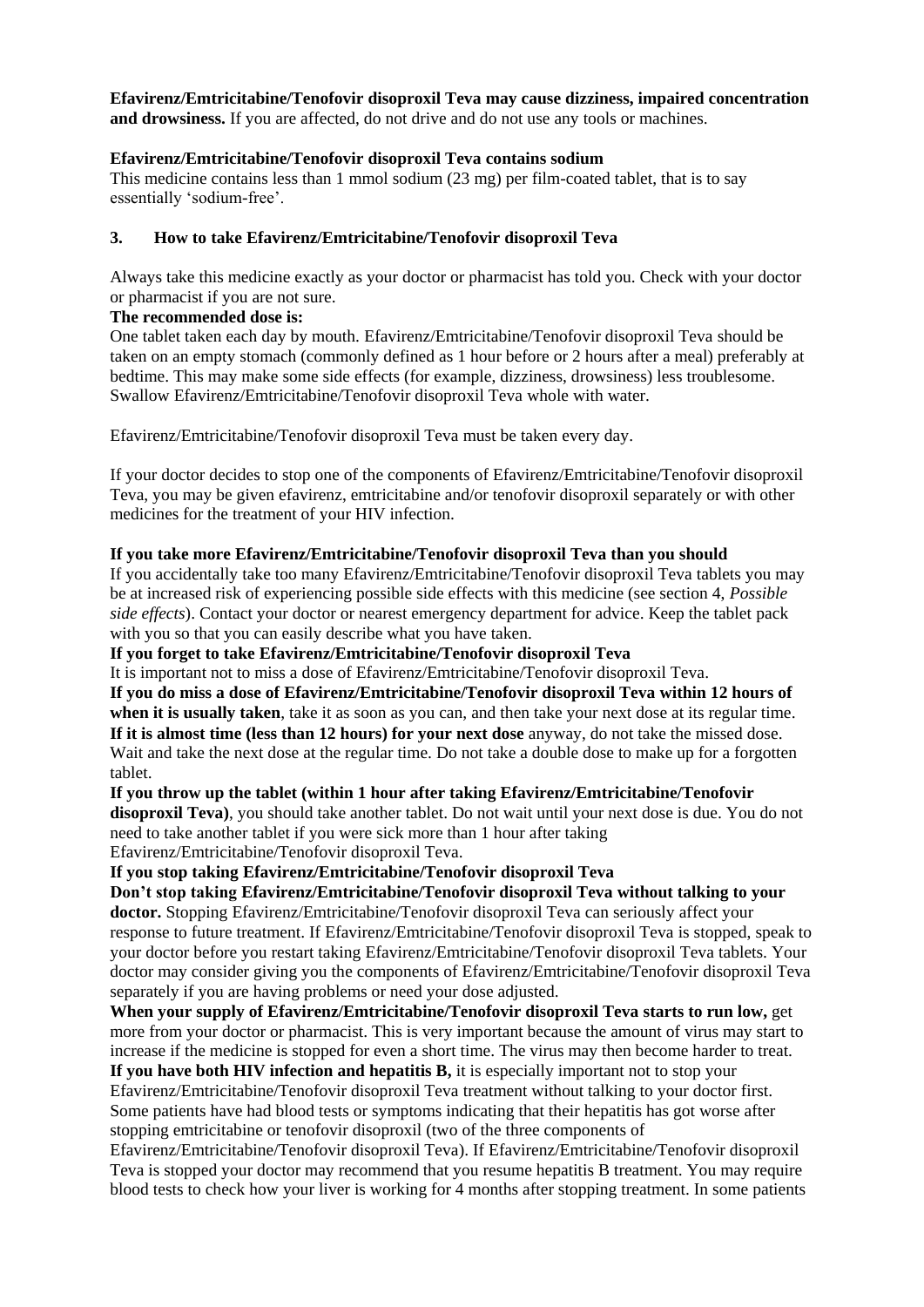**Efavirenz/Emtricitabine/Tenofovir disoproxil Teva may cause dizziness, impaired concentration and drowsiness.** If you are affected, do not drive and do not use any tools or machines.

**Efavirenz/Emtricitabine/Tenofovir disoproxil Teva contains sodium**
This medicine contains less than 1 mmol sodium (23 mg) per film-coated tablet, that is to say essentially 'sodium-free'.

## 3. How to take Efavirenz/Emtricitabine/Tenofovir disoproxil Teva

Always take this medicine exactly as your doctor or pharmacist has told you. Check with your doctor or pharmacist if you are not sure.

**The recommended dose is:**
One tablet taken each day by mouth. Efavirenz/Emtricitabine/Tenofovir disoproxil Teva should be taken on an empty stomach (commonly defined as 1 hour before or 2 hours after a meal) preferably at bedtime. This may make some side effects (for example, dizziness, drowsiness) less troublesome. Swallow Efavirenz/Emtricitabine/Tenofovir disoproxil Teva whole with water.

Efavirenz/Emtricitabine/Tenofovir disoproxil Teva must be taken every day.

If your doctor decides to stop one of the components of Efavirenz/Emtricitabine/Tenofovir disoproxil Teva, you may be given efavirenz, emtricitabine and/or tenofovir disoproxil separately or with other medicines for the treatment of your HIV infection.

**If you take more Efavirenz/Emtricitabine/Tenofovir disoproxil Teva than you should**
If you accidentally take too many Efavirenz/Emtricitabine/Tenofovir disoproxil Teva tablets you may be at increased risk of experiencing possible side effects with this medicine (see section 4, *Possible side effects*). Contact your doctor or nearest emergency department for advice. Keep the tablet pack with you so that you can easily describe what you have taken.

**If you forget to take Efavirenz/Emtricitabine/Tenofovir disoproxil Teva**
It is important not to miss a dose of Efavirenz/Emtricitabine/Tenofovir disoproxil Teva.
**If you do miss a dose of Efavirenz/Emtricitabine/Tenofovir disoproxil Teva within 12 hours of when it is usually taken**, take it as soon as you can, and then take your next dose at its regular time.
**If it is almost time (less than 12 hours) for your next dose** anyway, do not take the missed dose. Wait and take the next dose at the regular time. Do not take a double dose to make up for a forgotten tablet.

**If you throw up the tablet (within 1 hour after taking Efavirenz/Emtricitabine/Tenofovir disoproxil Teva)**, you should take another tablet. Do not wait until your next dose is due. You do not need to take another tablet if you were sick more than 1 hour after taking Efavirenz/Emtricitabine/Tenofovir disoproxil Teva.

**If you stop taking Efavirenz/Emtricitabine/Tenofovir disoproxil Teva**
**Don't stop taking Efavirenz/Emtricitabine/Tenofovir disoproxil Teva without talking to your doctor.** Stopping Efavirenz/Emtricitabine/Tenofovir disoproxil Teva can seriously affect your response to future treatment. If Efavirenz/Emtricitabine/Tenofovir disoproxil Teva is stopped, speak to your doctor before you restart taking Efavirenz/Emtricitabine/Tenofovir disoproxil Teva tablets. Your doctor may consider giving you the components of Efavirenz/Emtricitabine/Tenofovir disoproxil Teva separately if you are having problems or need your dose adjusted.

**When your supply of Efavirenz/Emtricitabine/Tenofovir disoproxil Teva starts to run low,** get more from your doctor or pharmacist. This is very important because the amount of virus may start to increase if the medicine is stopped for even a short time. The virus may then become harder to treat.

**If you have both HIV infection and hepatitis B,** it is especially important not to stop your Efavirenz/Emtricitabine/Tenofovir disoproxil Teva treatment without talking to your doctor first. Some patients have had blood tests or symptoms indicating that their hepatitis has got worse after stopping emtricitabine or tenofovir disoproxil (two of the three components of Efavirenz/Emtricitabine/Tenofovir disoproxil Teva). If Efavirenz/Emtricitabine/Tenofovir disoproxil Teva is stopped your doctor may recommend that you resume hepatitis B treatment. You may require blood tests to check how your liver is working for 4 months after stopping treatment. In some patients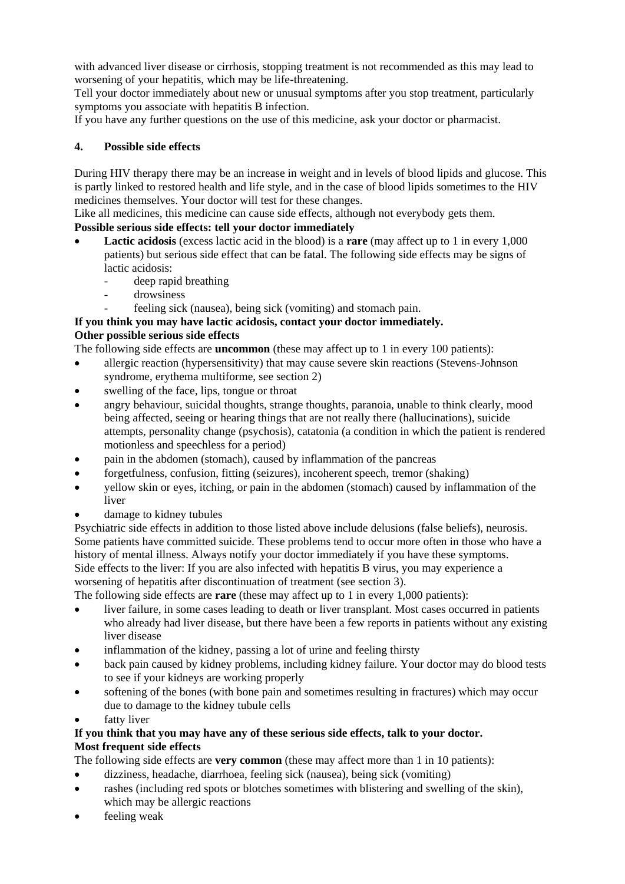with advanced liver disease or cirrhosis, stopping treatment is not recommended as this may lead to worsening of your hepatitis, which may be life-threatening.

Tell your doctor immediately about new or unusual symptoms after you stop treatment, particularly symptoms you associate with hepatitis B infection.

If you have any further questions on the use of this medicine, ask your doctor or pharmacist.

## 4. Possible side effects

During HIV therapy there may be an increase in weight and in levels of blood lipids and glucose. This is partly linked to restored health and life style, and in the case of blood lipids sometimes to the HIV medicines themselves. Your doctor will test for these changes.

Like all medicines, this medicine can cause side effects, although not everybody gets them.

**Possible serious side effects: tell your doctor immediately**

- **Lactic acidosis** (excess lactic acid in the blood) is a **rare** (may affect up to 1 in every 1,000 patients) but serious side effect that can be fatal. The following side effects may be signs of lactic acidosis:
  - deep rapid breathing
  - drowsiness
  - feeling sick (nausea), being sick (vomiting) and stomach pain.

**If you think you may have lactic acidosis, contact your doctor immediately.**

**Other possible serious side effects**

The following side effects are **uncommon** (these may affect up to 1 in every 100 patients):

- allergic reaction (hypersensitivity) that may cause severe skin reactions (Stevens-Johnson syndrome, erythema multiforme, see section 2)
- swelling of the face, lips, tongue or throat
- angry behaviour, suicidal thoughts, strange thoughts, paranoia, unable to think clearly, mood being affected, seeing or hearing things that are not really there (hallucinations), suicide attempts, personality change (psychosis), catatonia (a condition in which the patient is rendered motionless and speechless for a period)
- pain in the abdomen (stomach), caused by inflammation of the pancreas
- forgetfulness, confusion, fitting (seizures), incoherent speech, tremor (shaking)
- yellow skin or eyes, itching, or pain in the abdomen (stomach) caused by inflammation of the liver
- damage to kidney tubules

Psychiatric side effects in addition to those listed above include delusions (false beliefs), neurosis. Some patients have committed suicide. These problems tend to occur more often in those who have a history of mental illness. Always notify your doctor immediately if you have these symptoms.

Side effects to the liver: If you are also infected with hepatitis B virus, you may experience a worsening of hepatitis after discontinuation of treatment (see section 3).

The following side effects are **rare** (these may affect up to 1 in every 1,000 patients):

- liver failure, in some cases leading to death or liver transplant. Most cases occurred in patients who already had liver disease, but there have been a few reports in patients without any existing liver disease
- inflammation of the kidney, passing a lot of urine and feeling thirsty
- back pain caused by kidney problems, including kidney failure. Your doctor may do blood tests to see if your kidneys are working properly
- softening of the bones (with bone pain and sometimes resulting in fractures) which may occur due to damage to the kidney tubule cells
- fatty liver

**If you think that you may have any of these serious side effects, talk to your doctor.**

**Most frequent side effects**

The following side effects are **very common** (these may affect more than 1 in 10 patients):

- dizziness, headache, diarrhoea, feeling sick (nausea), being sick (vomiting)
- rashes (including red spots or blotches sometimes with blistering and swelling of the skin), which may be allergic reactions
- feeling weak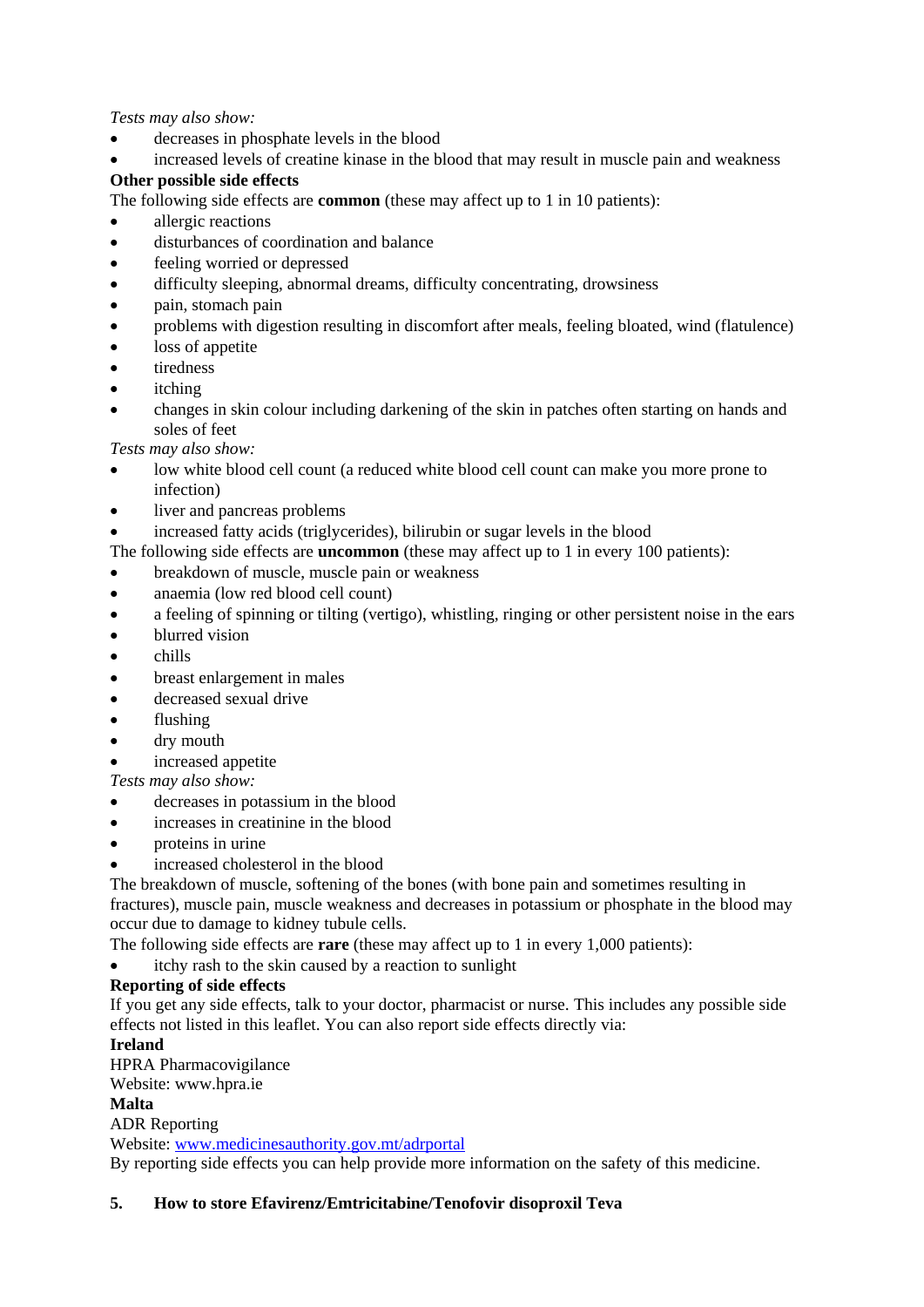*Tests may also show:*

- decreases in phosphate levels in the blood
- increased levels of creatine kinase in the blood that may result in muscle pain and weakness

**Other possible side effects**

The following side effects are **common** (these may affect up to 1 in 10 patients):

- allergic reactions
- disturbances of coordination and balance
- feeling worried or depressed
- difficulty sleeping, abnormal dreams, difficulty concentrating, drowsiness
- pain, stomach pain
- problems with digestion resulting in discomfort after meals, feeling bloated, wind (flatulence)
- loss of appetite
- tiredness
- itching
- changes in skin colour including darkening of the skin in patches often starting on hands and soles of feet

*Tests may also show:*

- low white blood cell count (a reduced white blood cell count can make you more prone to infection)
- liver and pancreas problems
- increased fatty acids (triglycerides), bilirubin or sugar levels in the blood

The following side effects are **uncommon** (these may affect up to 1 in every 100 patients):

- breakdown of muscle, muscle pain or weakness
- anaemia (low red blood cell count)
- a feeling of spinning or tilting (vertigo), whistling, ringing or other persistent noise in the ears
- blurred vision
- chills
- breast enlargement in males
- decreased sexual drive
- flushing
- dry mouth
- increased appetite

*Tests may also show:*

- decreases in potassium in the blood
- increases in creatinine in the blood
- proteins in urine
- increased cholesterol in the blood

The breakdown of muscle, softening of the bones (with bone pain and sometimes resulting in fractures), muscle pain, muscle weakness and decreases in potassium or phosphate in the blood may occur due to damage to kidney tubule cells.

The following side effects are **rare** (these may affect up to 1 in every 1,000 patients):

- itchy rash to the skin caused by a reaction to sunlight

**Reporting of side effects**

If you get any side effects, talk to your doctor, pharmacist or nurse. This includes any possible side effects not listed in this leaflet. You can also report side effects directly via:

**Ireland**

HPRA Pharmacovigilance
Website: www.hpra.ie

**Malta**

ADR Reporting
Website: www.medicinesauthority.gov.mt/adrportal

By reporting side effects you can help provide more information on the safety of this medicine.

## 5. How to store Efavirenz/Emtricitabine/Tenofovir disoproxil Teva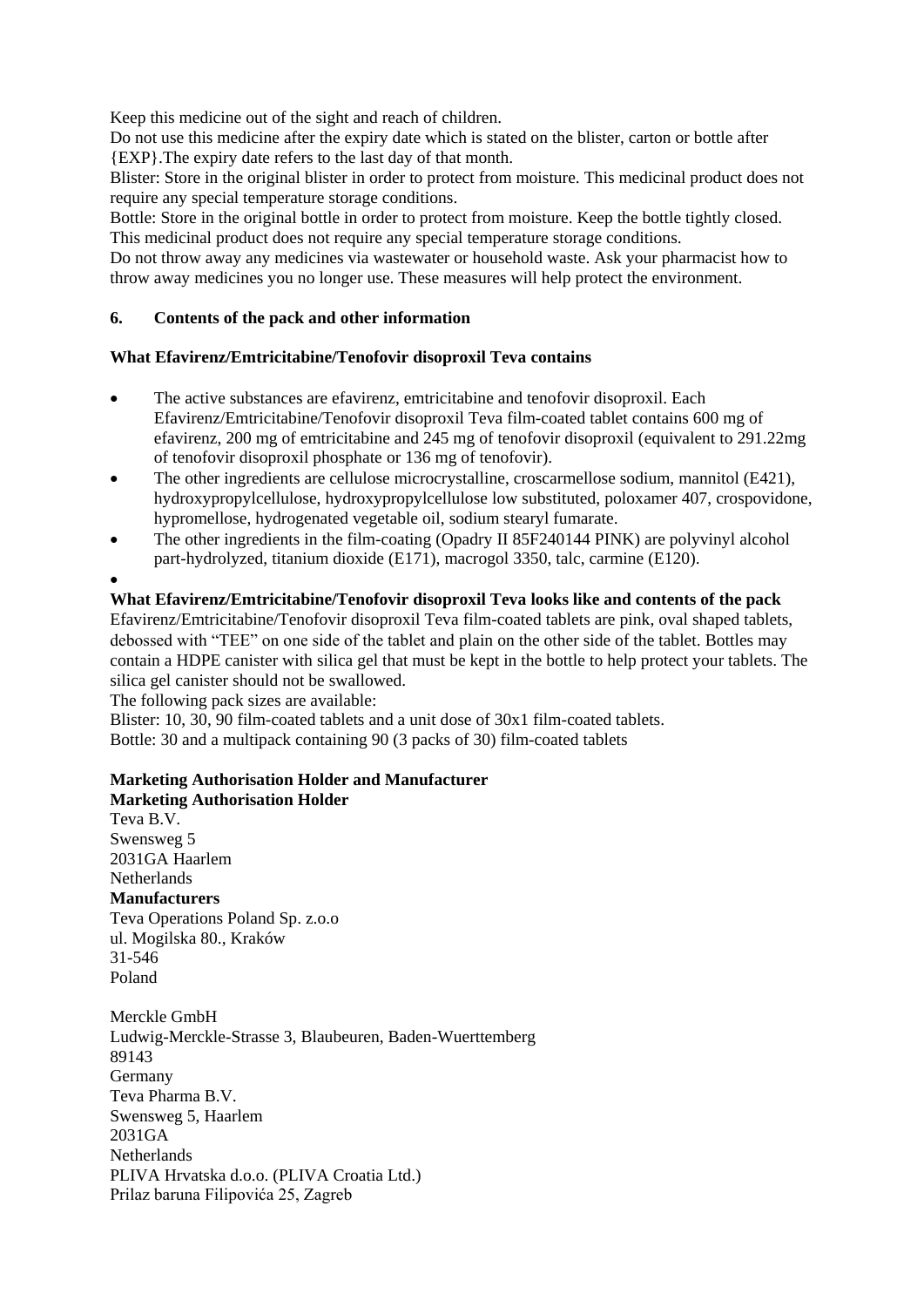Keep this medicine out of the sight and reach of children.
Do not use this medicine after the expiry date which is stated on the blister, carton or bottle after {EXP}.The expiry date refers to the last day of that month.
Blister: Store in the original blister in order to protect from moisture. This medicinal product does not require any special temperature storage conditions.
Bottle: Store in the original bottle in order to protect from moisture. Keep the bottle tightly closed. This medicinal product does not require any special temperature storage conditions.
Do not throw away any medicines via wastewater or household waste. Ask your pharmacist how to throw away medicines you no longer use. These measures will help protect the environment.

## 6. Contents of the pack and other information

**What Efavirenz/Emtricitabine/Tenofovir disoproxil Teva contains**

- The active substances are efavirenz, emtricitabine and tenofovir disoproxil. Each Efavirenz/Emtricitabine/Tenofovir disoproxil Teva film-coated tablet contains 600 mg of efavirenz, 200 mg of emtricitabine and 245 mg of tenofovir disoproxil (equivalent to 291.22mg of tenofovir disoproxil phosphate or 136 mg of tenofovir).
- The other ingredients are cellulose microcrystalline, croscarmellose sodium, mannitol (E421), hydroxypropylcellulose, hydroxypropylcellulose low substituted, poloxamer 407, crospovidone, hypromellose, hydrogenated vegetable oil, sodium stearyl fumarate.
- The other ingredients in the film-coating (Opadry II 85F240144 PINK) are polyvinyl alcohol part-hydrolyzed, titanium dioxide (E171), macrogol 3350, talc, carmine (E120).

**What Efavirenz/Emtricitabine/Tenofovir disoproxil Teva looks like and contents of the pack**
Efavirenz/Emtricitabine/Tenofovir disoproxil Teva film-coated tablets are pink, oval shaped tablets, debossed with "TEE" on one side of the tablet and plain on the other side of the tablet. Bottles may contain a HDPE canister with silica gel that must be kept in the bottle to help protect your tablets. The silica gel canister should not be swallowed.
The following pack sizes are available:
Blister: 10, 30, 90 film-coated tablets and a unit dose of 30x1 film-coated tablets.
Bottle: 30 and a multipack containing 90 (3 packs of 30) film-coated tablets

**Marketing Authorisation Holder and Manufacturer**
**Marketing Authorisation Holder**
Teva B.V.
Swensweg 5
2031GA Haarlem
Netherlands
**Manufacturers**
Teva Operations Poland Sp. z.o.o
ul. Mogilska 80., Kraków
31-546
Poland

Merckle GmbH
Ludwig-Merckle-Strasse 3, Blaubeuren, Baden-Wuerttemberg
89143
Germany
Teva Pharma B.V.
Swensweg 5, Haarlem
2031GA
Netherlands
PLIVA Hrvatska d.o.o. (PLIVA Croatia Ltd.)
Prilaz baruna Filipovića 25, Zagreb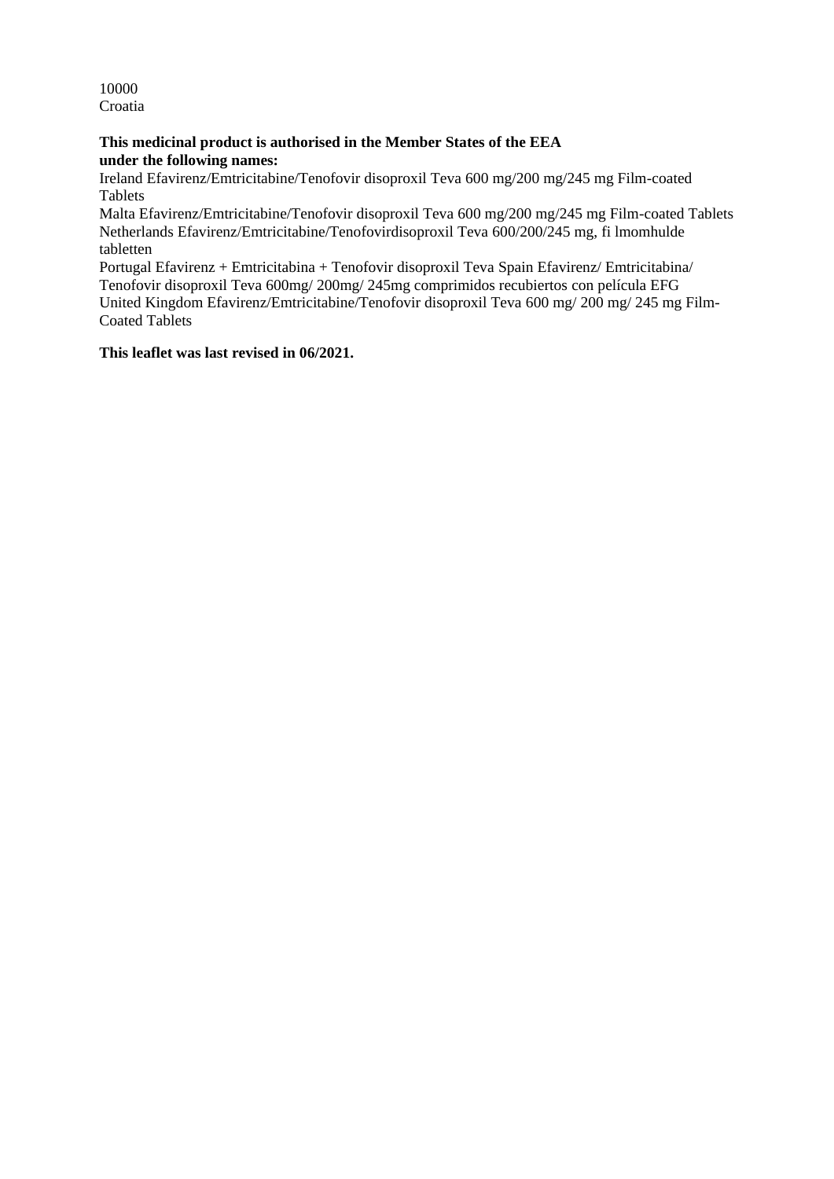10000
Croatia

**This medicinal product is authorised in the Member States of the EEA under the following names:**

Ireland Efavirenz/Emtricitabine/Tenofovir disoproxil Teva 600 mg/200 mg/245 mg Film-coated Tablets
Malta Efavirenz/Emtricitabine/Tenofovir disoproxil Teva 600 mg/200 mg/245 mg Film-coated Tablets
Netherlands Efavirenz/Emtricitabine/Tenofovirdisoproxil Teva 600/200/245 mg, fi lmomhulde tabletten
Portugal Efavirenz + Emtricitabina + Tenofovir disoproxil Teva Spain Efavirenz/ Emtricitabina/ Tenofovir disoproxil Teva 600mg/ 200mg/ 245mg comprimidos recubiertos con película EFG
United Kingdom Efavirenz/Emtricitabine/Tenofovir disoproxil Teva 600 mg/ 200 mg/ 245 mg Film-Coated Tablets

**This leaflet was last revised in 06/2021.**